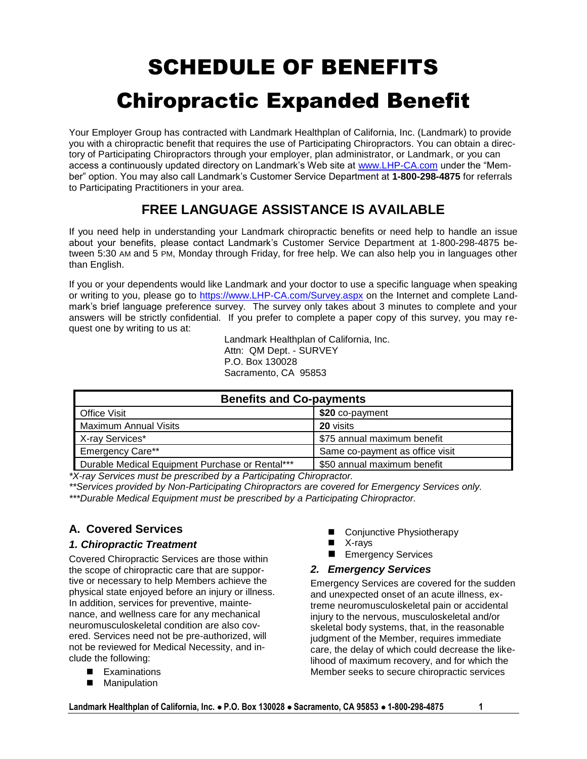# SCHEDULE OF BENEFITS

# Chiropractic Expanded Benefit

Your Employer Group has contracted with Landmark Healthplan of California, Inc. (Landmark) to provide you with a chiropractic benefit that requires the use of Participating Chiropractors. You can obtain a directory of Participating Chiropractors through your employer, plan administrator, or Landmark, or you can access a continuously updated directory on Landmark's Web site at www.LHP-CA.com under the "Member" option. You may also call Landmark's Customer Service Department at **1-800-298-4875** for referrals to Participating Practitioners in your area.

## FREE LANGUAGE ASSISTANCE IS AVAILABLE

If you need help in understanding your Landmark chiropractic benefits or need help to handle an issue about your benefits, please contact Landmark's Customer Service Department at 1-800-298-4875 between 5:30 AM and 5 PM, Monday through Friday, for free help. We can also help you in languages other than English.

If you or your dependents would like Landmark and your doctor to use a specific language when speaking or writing to you, please go to https://www.LHP-CA.com/Survey.aspx on the Internet and complete Landmark's brief language preference survey. The survey only takes about 3 minutes to complete and your answers will be strictly confidential. If you prefer to complete a paper copy of this survey, you may request one by writing to us at:

Landmark Healthplan of California, Inc.
Attn: QM Dept. - SURVEY
P.O. Box 130028
Sacramento, CA 95853

| Benefits and Co-payments | |
|---|---|
| Office Visit | **$20** co-payment |
| Maximum Annual Visits | **20** visits |
| X-ray Services* | $75 annual maximum benefit |
| Emergency Care** | Same co-payment as office visit |
| Durable Medical Equipment Purchase or Rental*** | $50 annual maximum benefit |

*\*X-ray Services must be prescribed by a Participating Chiropractor.*

*\*\*Services provided by Non-Participating Chiropractors are covered for Emergency Services only.*

*\*\*\*Durable Medical Equipment must be prescribed by a Participating Chiropractor.*

## A. Covered Services

### *1. Chiropractic Treatment*

Covered Chiropractic Services are those within the scope of chiropractic care that are supportive or necessary to help Members achieve the physical state enjoyed before an injury or illness. In addition, services for preventive, maintenance, and wellness care for any mechanical neuromusculoskeletal condition are also covered. Services need not be pre-authorized, will not be reviewed for Medical Necessity, and include the following:

- Examinations
- Manipulation
- Conjunctive Physiotherapy
- X-rays
- Emergency Services

### *2. Emergency Services*

Emergency Services are covered for the sudden and unexpected onset of an acute illness, extreme neuromusculoskeletal pain or accidental injury to the nervous, musculoskeletal and/or skeletal body systems, that, in the reasonable judgment of the Member, requires immediate care, the delay of which could decrease the likelihood of maximum recovery, and for which the Member seeks to secure chiropractic services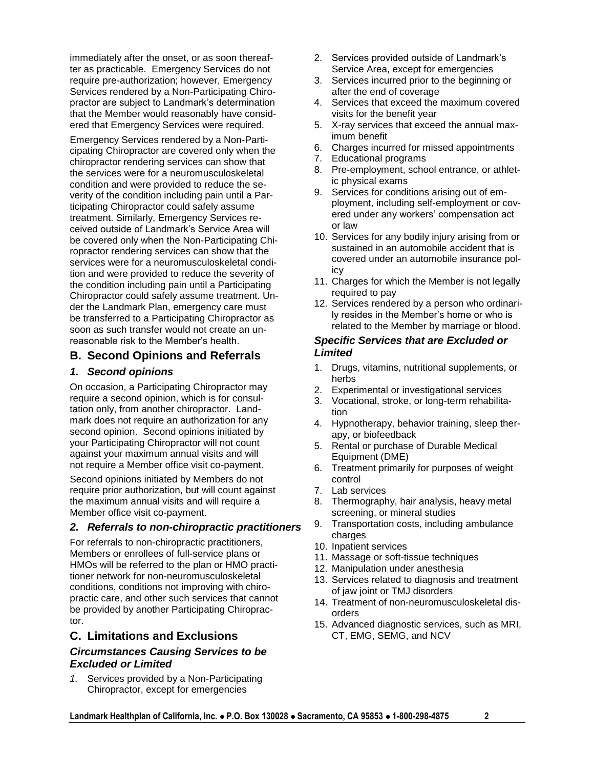immediately after the onset, or as soon thereafter as practicable. Emergency Services do not require pre-authorization; however, Emergency Services rendered by a Non-Participating Chiropractor are subject to Landmark's determination that the Member would reasonably have considered that Emergency Services were required.

Emergency Services rendered by a Non-Participating Chiropractor are covered only when the chiropractor rendering services can show that the services were for a neuromusculoskeletal condition and were provided to reduce the severity of the condition including pain until a Participating Chiropractor could safely assume treatment. Similarly, Emergency Services received outside of Landmark's Service Area will be covered only when the Non-Participating Chiropractor rendering services can show that the services were for a neuromusculoskeletal condition and were provided to reduce the severity of the condition including pain until a Participating Chiropractor could safely assume treatment. Under the Landmark Plan, emergency care must be transferred to a Participating Chiropractor as soon as such transfer would not create an unreasonable risk to the Member's health.

## B. Second Opinions and Referrals

### *1. Second opinions*

On occasion, a Participating Chiropractor may require a second opinion, which is for consultation only, from another chiropractor. Landmark does not require an authorization for any second opinion. Second opinions initiated by your Participating Chiropractor will not count against your maximum annual visits and will not require a Member office visit co-payment.

Second opinions initiated by Members do not require prior authorization, but will count against the maximum annual visits and will require a Member office visit co-payment.

### *2. Referrals to non-chiropractic practitioners*

For referrals to non-chiropractic practitioners, Members or enrollees of full-service plans or HMOs will be referred to the plan or HMO practitioner network for non-neuromusculoskeletal conditions, conditions not improving with chiropractic care, and other such services that cannot be provided by another Participating Chiropractor.

## C. Limitations and Exclusions

### *Circumstances Causing Services to be Excluded or Limited*

1. Services provided by a Non-Participating Chiropractor, except for emergencies
2. Services provided outside of Landmark's Service Area, except for emergencies
3. Services incurred prior to the beginning or after the end of coverage
4. Services that exceed the maximum covered visits for the benefit year
5. X-ray services that exceed the annual maximum benefit
6. Charges incurred for missed appointments
7. Educational programs
8. Pre-employment, school entrance, or athletic physical exams
9. Services for conditions arising out of employment, including self-employment or covered under any workers' compensation act or law
10. Services for any bodily injury arising from or sustained in an automobile accident that is covered under an automobile insurance policy
11. Charges for which the Member is not legally required to pay
12. Services rendered by a person who ordinarily resides in the Member's home or who is related to the Member by marriage or blood.

### *Specific Services that are Excluded or Limited*

1. Drugs, vitamins, nutritional supplements, or herbs
2. Experimental or investigational services
3. Vocational, stroke, or long-term rehabilitation
4. Hypnotherapy, behavior training, sleep therapy, or biofeedback
5. Rental or purchase of Durable Medical Equipment (DME)
6. Treatment primarily for purposes of weight control
7. Lab services
8. Thermography, hair analysis, heavy metal screening, or mineral studies
9. Transportation costs, including ambulance charges
10. Inpatient services
11. Massage or soft-tissue techniques
12. Manipulation under anesthesia
13. Services related to diagnosis and treatment of jaw joint or TMJ disorders
14. Treatment of non-neuromusculoskeletal disorders
15. Advanced diagnostic services, such as MRI, CT, EMG, SEMG, and NCV